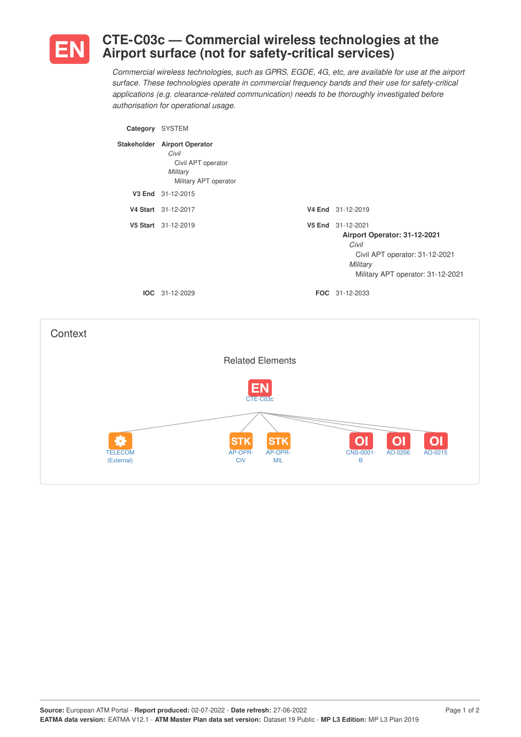# EN CTE-C03c — Commercial wireless technologies at the Airport surface (not for safety-critical services)

*Commercial wireless technologies, such as GPRS, EGDE, 4G, etc, are available for use at the airport surface. These technologies operate in commercial frequency bands and their use for safety-critical applications (e.g. clearance-related communication) needs to be thoroughly investigated before authorisation for operational usage.*

**Category** SYSTEM

**Stakeholder** **Airport Operator**
- *Civil*
  - Civil APT operator
- *Military*
  - Military APT operator

**V3 End** 31-12-2015

**V4 Start** 31-12-2017 **V4 End** 31-12-2019

**V5 Start** 31-12-2019 **V5 End** 31-12-2021

**Airport Operator: 31-12-2021**
- *Civil*
  - Civil APT operator: 31-12-2021
- *Military*
  - Military APT operator: 31-12-2021

**IOC** 31-12-2029 **FOC** 31-12-2033

## Context

### Related Elements

EN CTE-C03c

- TELECOM (External)
- STK AP-OPR-CIV
- STK AP-OPR-MIL
- OI CNS-0001-B
- OI AO-0206
- OI AO-0215

**Source:** European ATM Portal - **Report produced:** 02-07-2022 - **Date refresh:** 27-06-2022
**EATMA data version:** EATMA V12.1 - **ATM Master Plan data set version:** Dataset 19 Public - **MP L3 Edition:** MP L3 Plan 2019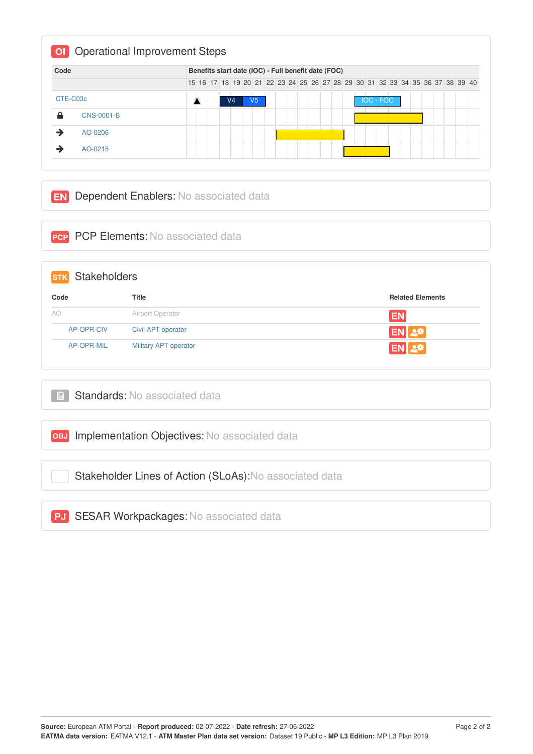## OI Operational Improvement Steps

Code

Benefits start date (IOC) - Full benefit date (FOC)

15 16 17 18 19 20 21 22 23 24 25 26 27 28 29 30 31 32 33 34 35 36 37 38 39 40

CTE-C03c — V4, V5, IOC - FOC

CNS-0001-B

AO-0206

AO-0215

## EN Dependent Enablers: No associated data

## PCP PCP Elements: No associated data

## STK Stakeholders

| Code | Title | Related Elements |
|---|---|---|
| AO | Airport Operator | EN |
| AP-OPR-CIV | Civil APT operator | EN |
| AP-OPR-MIL | Military APT operator | EN |

## Standards: No associated data

## OBJ Implementation Objectives: No associated data

## Stakeholder Lines of Action (SLoAs): No associated data

## PJ SESAR Workpackages: No associated data

**Source:** European ATM Portal - **Report produced:** 02-07-2022 - **Date refresh:** 27-06-2022
**EATMA data version:** EATMA V12.1 - **ATM Master Plan data set version:** Dataset 19 Public - **MP L3 Edition:** MP L3 Plan 2019